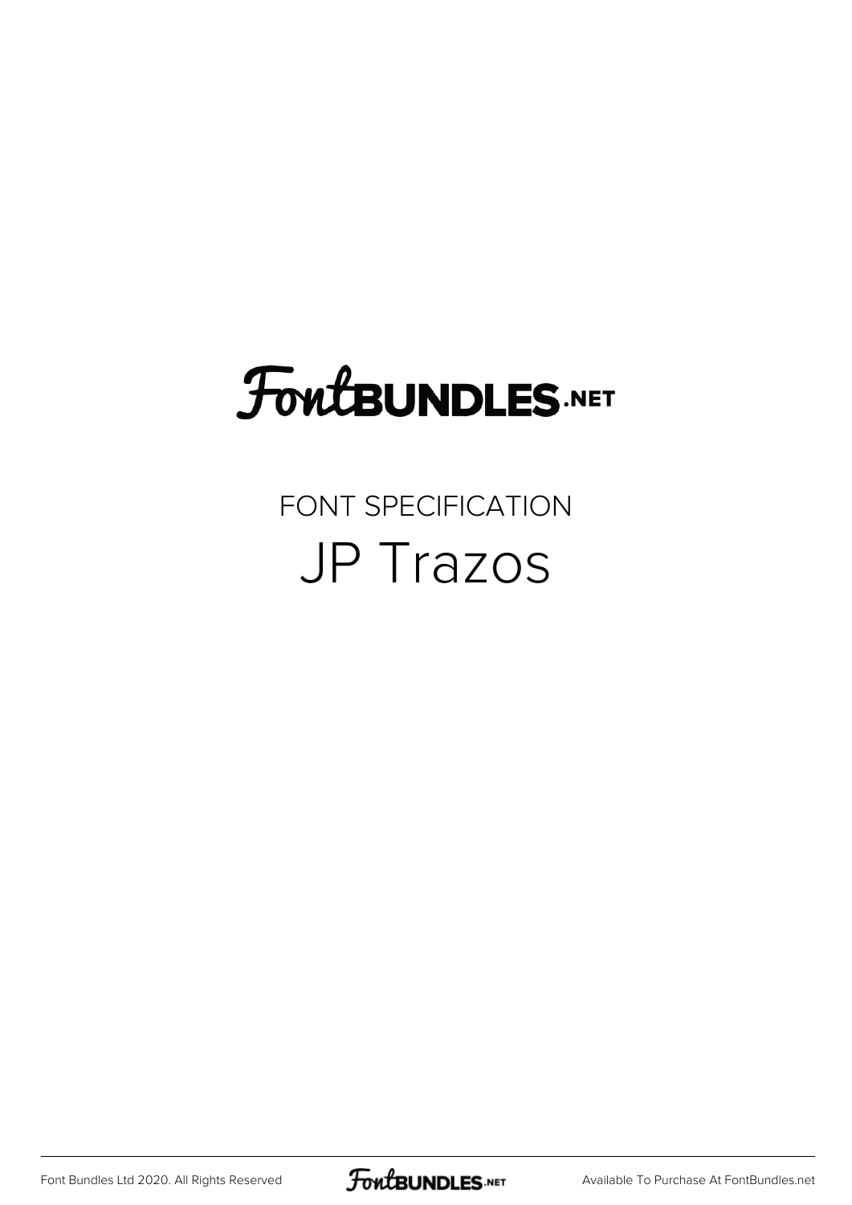FontBUNDLES.NET

FONT SPECIFICATION

# JP Trazos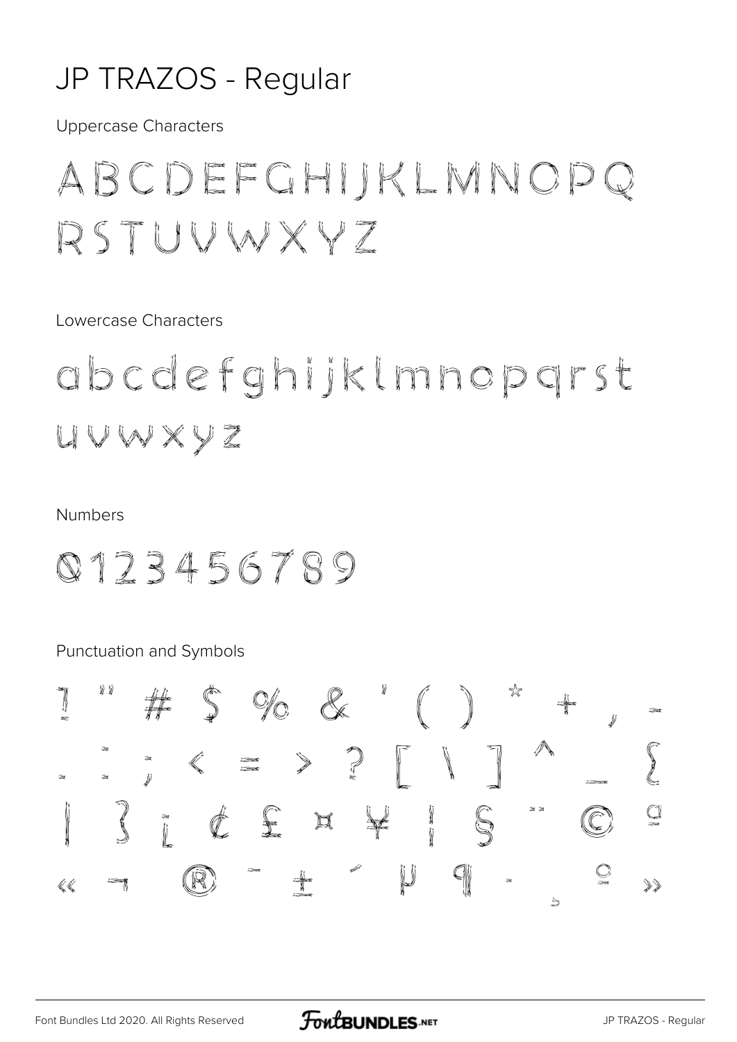# JP TRAZOS - Regular

Uppercase Characters

ABCDEFGHIJKLMNOPQ RSTUVWXYZ

Lowercase Characters

abcdefghijklmnopqrst uvwxyz

Numbers

0123456789

Punctuation and Symbols

! " # $ % & ' ( ) * + , - . : ; < = > ? [ \ ] ^ _ { | } ¡ ¢ £ ¤ ¥ ¦ § ¨ © ª « ¬ ® ¯ ± ´ µ ¶ · ¸ º »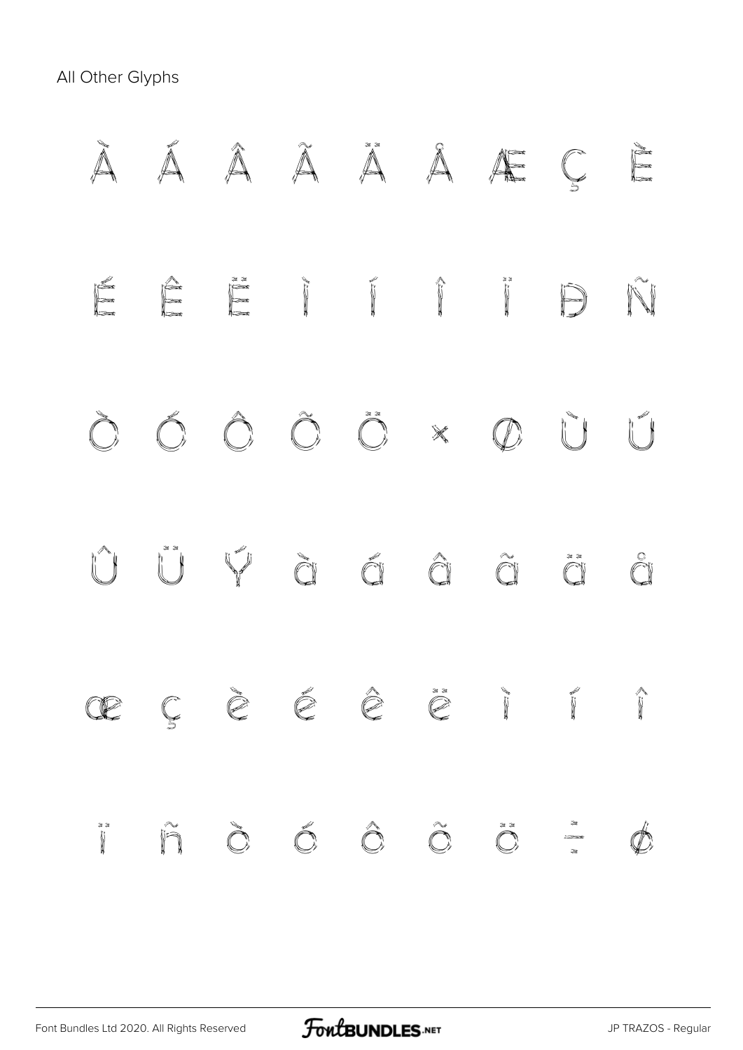All Other Glyphs

À Á Â Ã Ä Å Æ Ç È

É Ê Ë Ì Í Î Ï Ð Ñ

Ò Ó Ô Õ Ö × Ø Ù Ú

Û Ü Ý à á â ã ä å

æ ç è é ê ë ì í î

ï ñ ò ó ô õ ö ÷ ø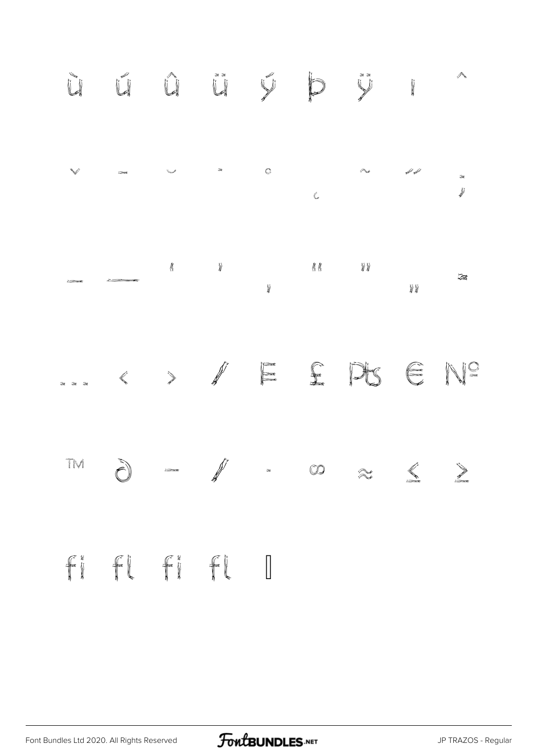Ù Ú Û Ü Ý Þ Ÿ ı ˆ

ˇ ¯ ˘ ˙ ˚ ¸ ˜ ˝ ˛

– — ‘ ’ ‚ “ ” „ •

… ‹ › ⁄ ₣ ₤ ₧ € №

™ ∂ − ∕ ∙ ∞ ≈ ≤ ≥

ﬁ ﬂ ﬁ ﬂ